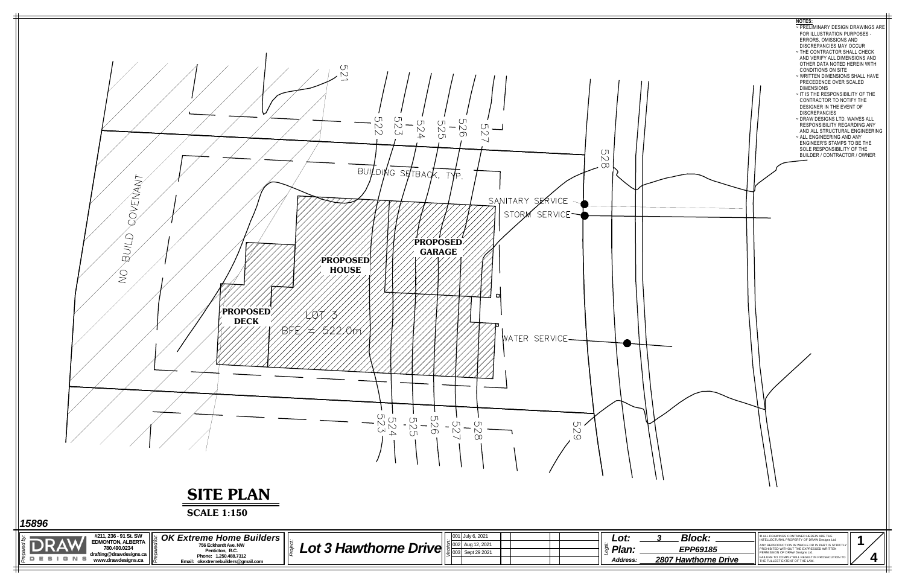**NOTES:**

- ~ PRELIMINARY DESIGN DRAWINGS ARE FOR ILLUSTRATION PURPOSES - ERRORS, OMISSIONS AND DISCREPANCIES MAY OCCUR
- ~ THE CONTRACTOR SHALL CHECK AND VERIFY ALL DIMENSIONS AND OTHER DATA NOTED HEREIN WITH CONDITIONS ON SITE
- ~ WRITTEN DIMENSIONS SHALL HAVE PRECEDENCE OVER SCALED DIMENSIONS
- ~ IT IS THE RESPONSIBILITY OF THE CONTRACTOR TO NOTIFY THE DESIGNER IN THE EVENT OF DISCREPANCIES
- ~ DRAW DESIGNS LTD. WAIVES ALL RESPONSIBILITY REGARDING ANY AND ALL STRUCTURAL ENGINEERING
- ~ ALL ENGINEERING AND ANY ENGINEER'S STAMPS TO BE THE SOLE RESPONSIBILITY OF THE BUILDER / CONTRACTOR / OWNER

NO BUILD COVENANT

BUILDING SETBACK, TYP.

SANITARY SERVICE

STORM SERVICE

WATER SERVICE

**PROPOSED HOUSE**

**PROPOSED GARAGE**

**PROPOSED DECK**

LOT 3
BFE = 522.0m

521 522 523 524 525 526 527 528 529

# SITE PLAN

**SCALE 1:150**

15896

| Prepared by: | Prepared for: | Project: | Revisions: | Legal: |
|---|---|---|---|---|
| DRAW DESIGNS<br>#211, 236 - 91 St. SW<br>EDMONTON, ALBERTA<br>780.490.0234<br>drafting@drawdesigns.ca<br>www.drawdesigns.ca | **OK Extreme Home Builders**<br>756 Eckhardt Ave. NW<br>Penticton, B.C.<br>Phone: 1.250.488.7312<br>Email: okextremebuilders@gmail.com | **Lot 3 Hawthorne Drive** | 001 July 6, 2021<br>002 Aug 12, 2021<br>003 Sept 29 2021 | Lot: 3 Block:<br>Plan: EPP69185<br>Address: 2807 Hawthorne Drive |

© ALL DRAWINGS CONTAINED HEREIN ARE THE INTELLECTUAL PROPERTY OF DRAW Designs Ltd.
ANY REPRODUCTION IN WHOLE OR IN PART IS STRICTLY PROHIBITED WITHOUT THE EXPRESSED WRITTEN PERMISSION OF DRAW Designs Ltd.
FAILURE TO COMPLY WILL RESULT IN PROSECUTION TO THE FULLEST EXTENT OF THE LAW.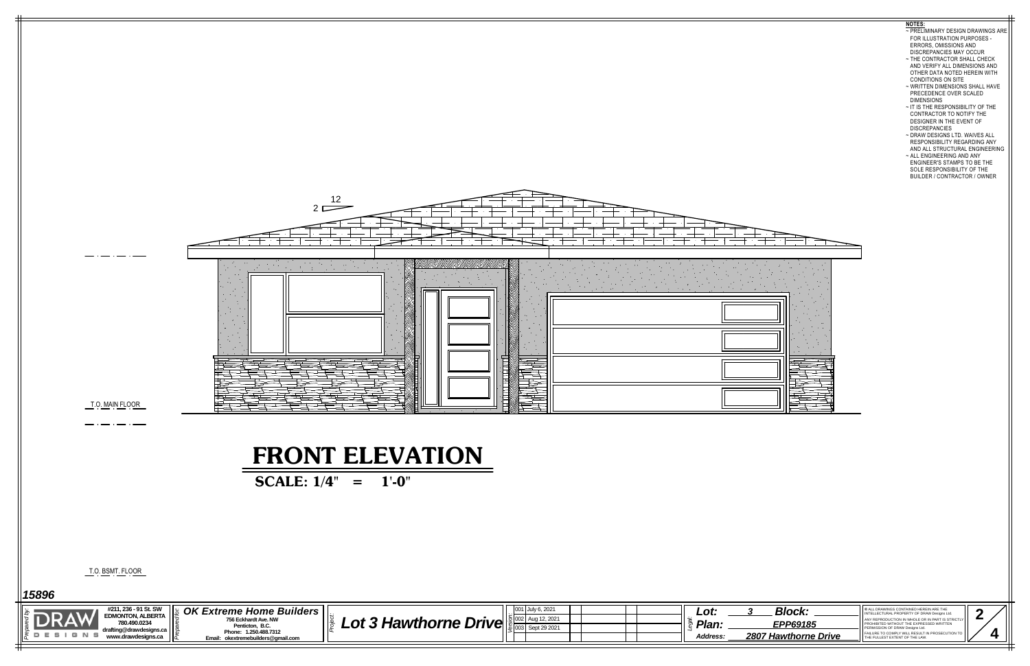**NOTES:**

- ~ PRELIMINARY DESIGN DRAWINGS ARE FOR ILLUSTRATION PURPOSES - ERRORS, OMISSIONS AND DISCREPANCIES MAY OCCUR
- ~ THE CONTRACTOR SHALL CHECK AND VERIFY ALL DIMENSIONS AND OTHER DATA NOTED HEREIN WITH CONDITIONS ON SITE
- ~ WRITTEN DIMENSIONS SHALL HAVE PRECEDENCE OVER SCALED DIMENSIONS
- ~ IT IS THE RESPONSIBILITY OF THE CONTRACTOR TO NOTIFY THE DESIGNER IN THE EVENT OF DISCREPANCIES
- ~ DRAW DESIGNS LTD. WAIVES ALL RESPONSIBILITY REGARDING ANY AND ALL STRUCTURAL ENGINEERING
- ~ ALL ENGINEERING AND ANY ENGINEER'S STAMPS TO BE THE SOLE RESPONSIBILITY OF THE BUILDER / CONTRACTOR / OWNER

2 / 12

T.O. MAIN FLOOR

# FRONT ELEVATION

**SCALE: 1/4" = 1'-0"**

T.O. BSMT. FLOOR

***15896***

*Prepared by:* DRAW DESIGNS
#211, 236 - 91 St. SW
EDMONTON, ALBERTA
780.490.0234
drafting@drawdesigns.ca
www.drawdesigns.ca

*Prepared for:* ***OK Extreme Home Builders***
756 Eckhardt Ave. NW
Penticton, B.C.
Phone: 1.250.488.7312
Email: okextremebuilders@gmail.com

*Project:* ***Lot 3 Hawthorne Drive***

| Version | Date |
|---|---|
| 001 | July 6, 2021 |
| 002 | Aug 12, 2021 |
| 003 | Sept 29 2021 |

*Legal:*
***Lot:*** *3* ***Block:***
***Plan:*** ***EPP69185***
***Address:*** ***2807 Hawthorne Drive***

© ALL DRAWINGS CONTAINED HEREIN ARE THE INTELLECTUAL PROPERTY OF DRAW Designs Ltd.
ANY REPRODUCTION IN WHOLE OR IN PART IS STRICTLY PROHIBITED WITHOUT THE EXPRESSED WRITTEN PERMISSION OF DRAW Designs Ltd.
FAILURE TO COMPLY WILL RESULT IN PROSECUTION TO THE FULLEST EXTENT OF THE LAW.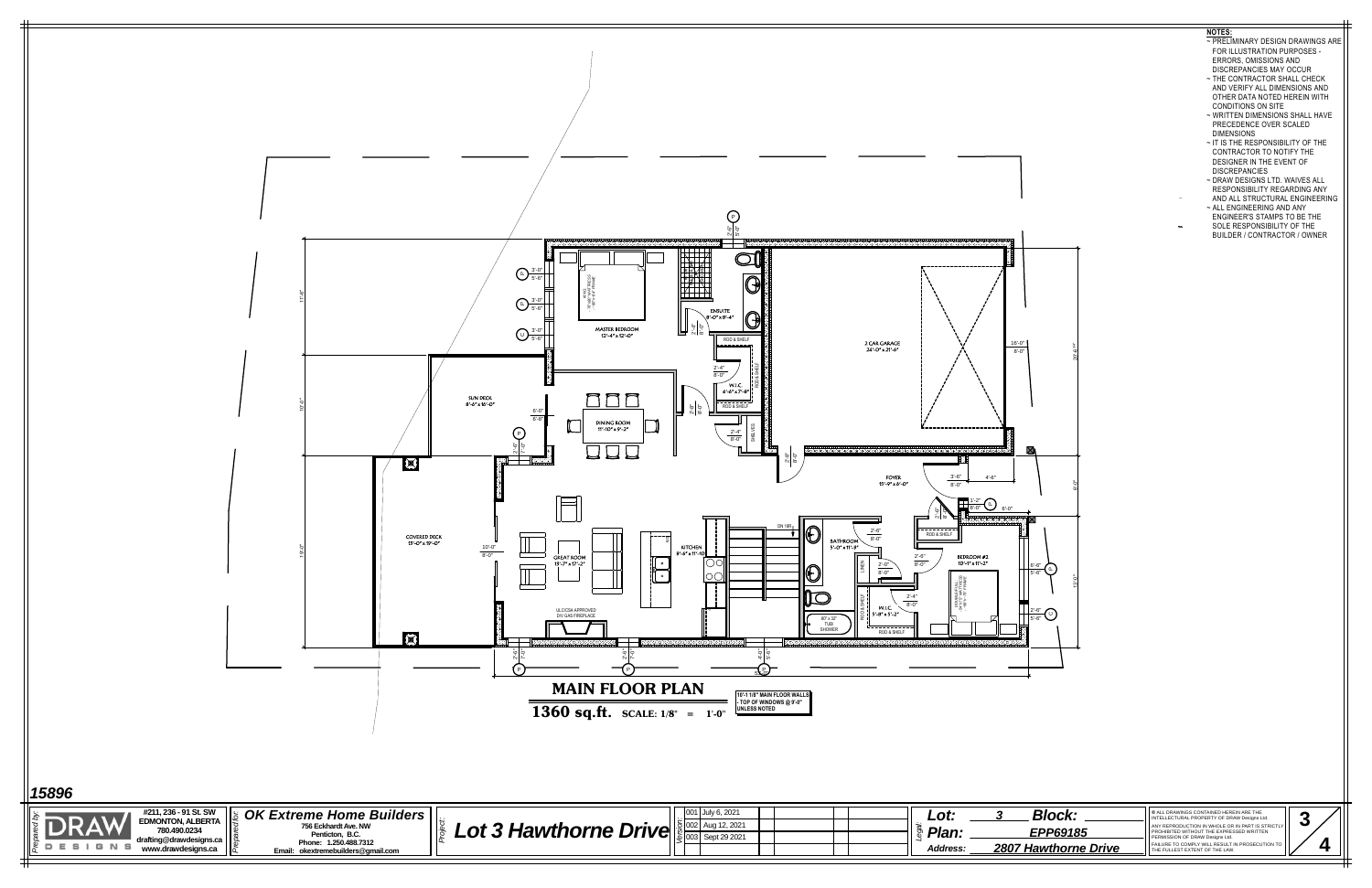**NOTES:**

- ~ PRELIMINARY DESIGN DRAWINGS ARE FOR ILLUSTRATION PURPOSES - ERRORS, OMISSIONS AND DISCREPANCIES MAY OCCUR
- ~ THE CONTRACTOR SHALL CHECK AND VERIFY ALL DIMENSIONS AND OTHER DATA NOTED HEREIN WITH CONDITIONS ON SITE
- ~ WRITTEN DIMENSIONS SHALL HAVE PRECEDENCE OVER SCALED DIMENSIONS
- ~ IT IS THE RESPONSIBILITY OF THE CONTRACTOR TO NOTIFY THE DESIGNER IN THE EVENT OF DISCREPANCIES
- ~ DRAW DESIGNS LTD. WAIVES ALL RESPONSIBILITY REGARDING ANY AND ALL STRUCTURAL ENGINEERING
- ~ ALL ENGINEERING AND ANY ENGINEER'S STAMPS TO BE THE SOLE RESPONSIBILITY OF THE BUILDER / CONTRACTOR / OWNER

MASTER BEDROOM 12'-4" x 12'-0"

ENSUITE 8'-0" x 8'-4"

W.I.C. 6'-6" x 7'-8"

ROD & SHELF

2 CAR GARAGE 24'-0" x 21'-6"

SUN DECK 8'-6" x 16'-0"

DINING ROOM 15'-10" x 9'-2"

COVERED DECK 15'-0" x 19'-0"

GREAT ROOM 15'-7" x 17'-2"

ULC/CSA APPROVED DV GAS FIREPLACE

KITCHEN 8'-6" x 11'-10

FOYER 15'-9" x 6'-0"

BATHROOM 5'-0" x 11'-9"

60" x 32" TUB SHOWER

LINEN

W.I.C. 5'-8" x 5'-2"

BEDROOM #2 10'-1" x 11'-2"

# MAIN FLOOR PLAN

**1360 sq.ft.** SCALE: 1/8" = 1'-0"

10'-1 1/8" MAIN FLOOR WALLS - TOP OF WINDOWS @ 9'-0" UNLESS NOTED

15896

Prepared by: DRAW DESIGNS — #211, 236 - 91 St. SW, EDMONTON, ALBERTA, 780.490.0234, drafting@drawdesigns.ca, www.drawdesigns.ca

Prepared for: **OK Extreme Home Builders**, 756 Eckhardt Ave. NW, Penticton, B.C., Phone: 1.250.488.7312, Email: okextremebuilders@gmail.com

Project: **Lot 3 Hawthorne Drive**

| Version | Date |
|---|---|
| 001 | July 6, 2021 |
| 002 | Aug 12, 2021 |
| 003 | Sept 29 2021 |

Legal: Lot: 3 Block: ____ Plan: EPP69185 Address: 2807 Hawthorne Drive

© ALL DRAWINGS CONTAINED HEREIN ARE THE INTELLECTUAL PROPERTY OF DRAW Designs Ltd. ANY REPRODUCTION IN WHOLE OR IN PART IS STRICTLY PROHIBITED WITHOUT THE EXPRESSED WRITTEN PERMISSION OF DRAW Designs Ltd. FAILURE TO COMPLY WILL RESULT IN PROSECUTION TO THE FULLEST EXTENT OF THE LAW.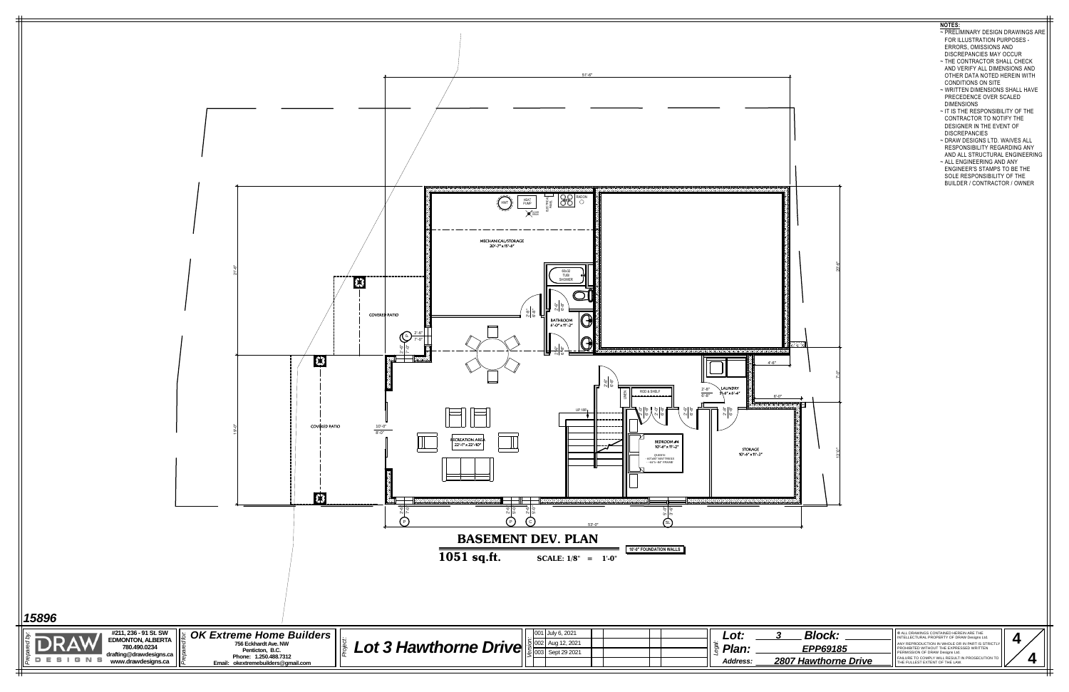**NOTES:**

- PRELIMINARY DESIGN DRAWINGS ARE FOR ILLUSTRATION PURPOSES - ERRORS, OMISSIONS AND DISCREPANCIES MAY OCCUR
- THE CONTRACTOR SHALL CHECK AND VERIFY ALL DIMENSIONS AND OTHER DATA NOTED HEREIN WITH CONDITIONS ON SITE
- WRITTEN DIMENSIONS SHALL HAVE PRECEDENCE OVER SCALED DIMENSIONS
- IT IS THE RESPONSIBILITY OF THE CONTRACTOR TO NOTIFY THE DESIGNER IN THE EVENT OF DISCREPANCIES
- DRAW DESIGNS LTD. WAIVES ALL RESPONSIBILITY REGARDING ANY AND ALL STRUCTURAL ENGINEERING
- ALL ENGINEERING AND ANY ENGINEER'S STAMPS TO BE THE SOLE RESPONSIBILITY OF THE BUILDER / CONTRACTOR / OWNER

51'-6"

HWT
HEAT PUMP
ELECTRICAL PANEL
FLOOR DRAIN
RADON

MECHANICAL/STORAGE
20'-7" x 15'-6"

60x32 TUB SHOWER

BATHROOM
6'-0" x 11'-2"

COVERED PATIO

COVERED PATIO

RECREATION AREA
22'-7" x 22'-10"

ROD & SHELF
LINEN
UP 16R

LAUNDRY
5'-6" x 6'-4"

BEDROOM #4
10'-6" x 11'-2"
QUEEN
60"x80" MATTRESS
~61"x84" FRAME

STORAGE
10'-6" x 11'-2"

21'-6"
19'-0"
20'-6"
7'-0"
13'-0"
4'-6"
6'-0"
10'-0"
8'-0"
53'-0"

# BASEMENT DEV. PLAN

**1051 sq.ft.** **SCALE: 1/8" = 1'-0"**

10'-0" FOUNDATION WALLS

15896

DRAW DESIGNS
#211, 236 - 91 St. SW
EDMONTON, ALBERTA
780.490.0234
drafting@drawdesigns.ca
www.drawdesigns.ca

Prepared for:
**OK Extreme Home Builders**
756 Eckhardt Ave. NW
Penticton, B.C.
Phone: 1.250.488.7312
Email: okextremebuilders@gmail.com

Project: **Lot 3 Hawthorne Drive**

| Version | Date |
|---|---|
| 001 | July 6, 2021 |
| 002 | Aug 12, 2021 |
| 003 | Sept 29 2021 |

Legal:
Lot: 3 Block:
Plan: EPP69185
Address: 2807 Hawthorne Drive

© ALL DRAWINGS CONTAINED HEREIN ARE THE INTELLECTUAL PROPERTY OF DRAW Designs Ltd.
ANY REPRODUCTION IN WHOLE OR IN PART IS STRICTLY PROHIBITED WITHOUT THE EXPRESSED WRITTEN PERMISSION OF DRAW Designs Ltd.
FAILURE TO COMPLY WILL RESULT IN PROSECUTION TO THE FULLEST EXTENT OF THE LAW.

4 / 4